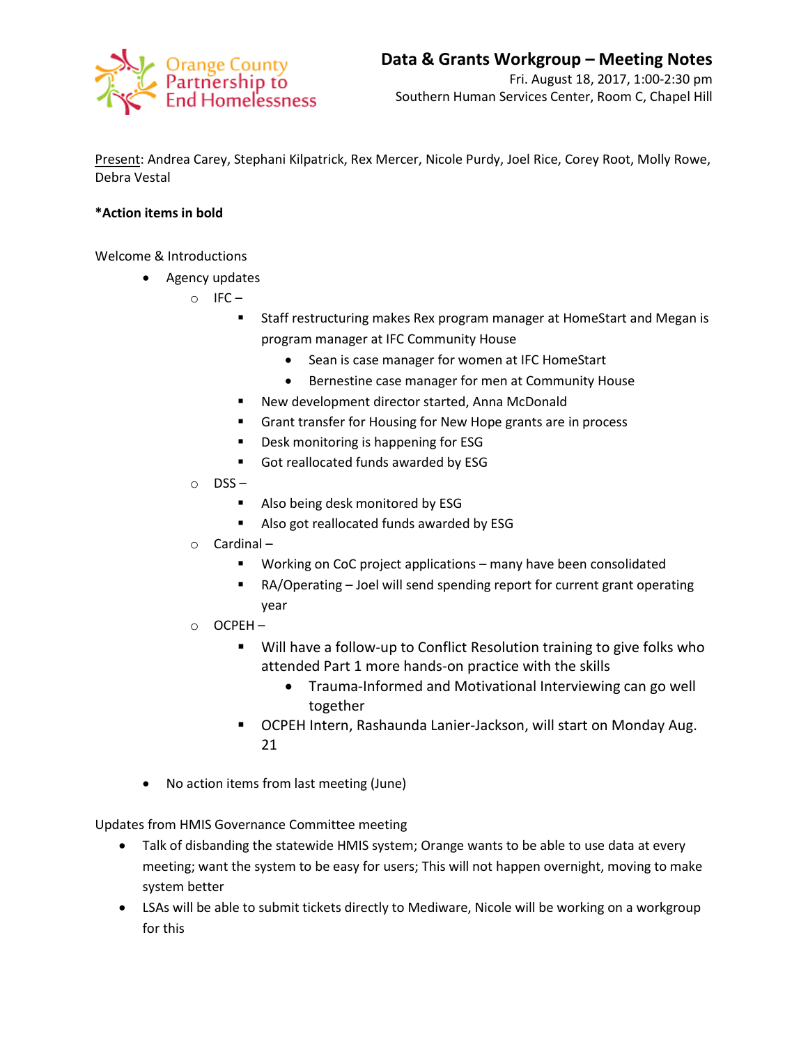Orange County Partnership to End Homelessness

# Data & Grants Workgroup – Meeting Notes

Fri. August 18, 2017, 1:00-2:30 pm
Southern Human Services Center, Room C, Chapel Hill

Present: Andrea Carey, Stephani Kilpatrick, Rex Mercer, Nicole Purdy, Joel Rice, Corey Root, Molly Rowe, Debra Vestal

***Action items in bold**

Welcome & Introductions

- Agency updates
  - IFC –
    - Staff restructuring makes Rex program manager at HomeStart and Megan is program manager at IFC Community House
      - Sean is case manager for women at IFC HomeStart
      - Bernestine case manager for men at Community House
    - New development director started, Anna McDonald
    - Grant transfer for Housing for New Hope grants are in process
    - Desk monitoring is happening for ESG
    - Got reallocated funds awarded by ESG
  - DSS –
    - Also being desk monitored by ESG
    - Also got reallocated funds awarded by ESG
  - Cardinal –
    - Working on CoC project applications – many have been consolidated
    - RA/Operating – Joel will send spending report for current grant operating year
  - OCPEH –
    - Will have a follow-up to Conflict Resolution training to give folks who attended Part 1 more hands-on practice with the skills
      - Trauma-Informed and Motivational Interviewing can go well together
    - OCPEH Intern, Rashaunda Lanier-Jackson, will start on Monday Aug. 21
- No action items from last meeting (June)

Updates from HMIS Governance Committee meeting

- Talk of disbanding the statewide HMIS system; Orange wants to be able to use data at every meeting; want the system to be easy for users; This will not happen overnight, moving to make system better
- LSAs will be able to submit tickets directly to Mediware, Nicole will be working on a workgroup for this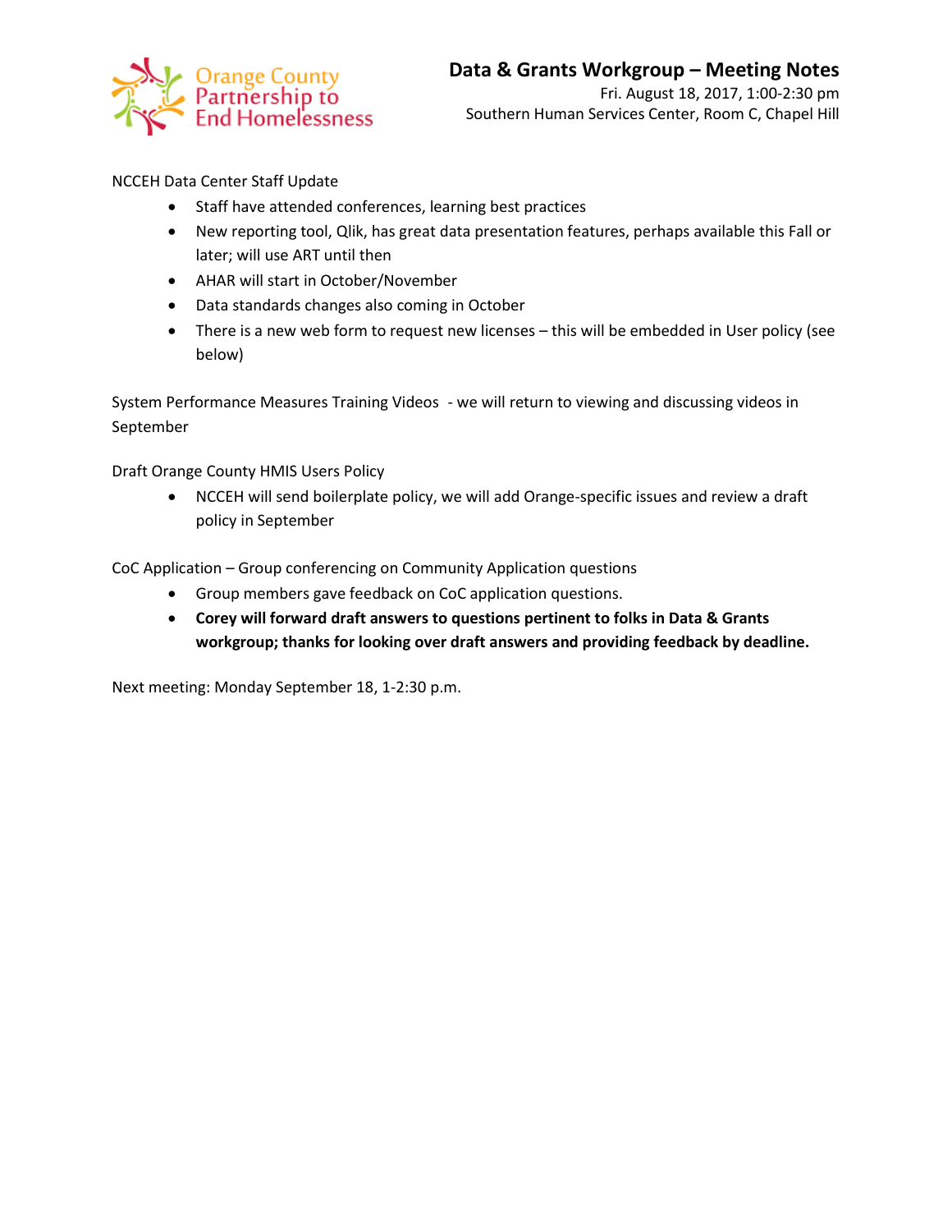Orange County Partnership to End Homelessness

# Data & Grants Workgroup – Meeting Notes

Fri. August 18, 2017, 1:00-2:30 pm
Southern Human Services Center, Room C, Chapel Hill

NCCEH Data Center Staff Update

- Staff have attended conferences, learning best practices
- New reporting tool, Qlik, has great data presentation features, perhaps available this Fall or later; will use ART until then
- AHAR will start in October/November
- Data standards changes also coming in October
- There is a new web form to request new licenses – this will be embedded in User policy (see below)

System Performance Measures Training Videos - we will return to viewing and discussing videos in September

Draft Orange County HMIS Users Policy

- NCCEH will send boilerplate policy, we will add Orange-specific issues and review a draft policy in September

CoC Application – Group conferencing on Community Application questions

- Group members gave feedback on CoC application questions.
- **Corey will forward draft answers to questions pertinent to folks in Data & Grants workgroup; thanks for looking over draft answers and providing feedback by deadline.**

Next meeting: Monday September 18, 1-2:30 p.m.